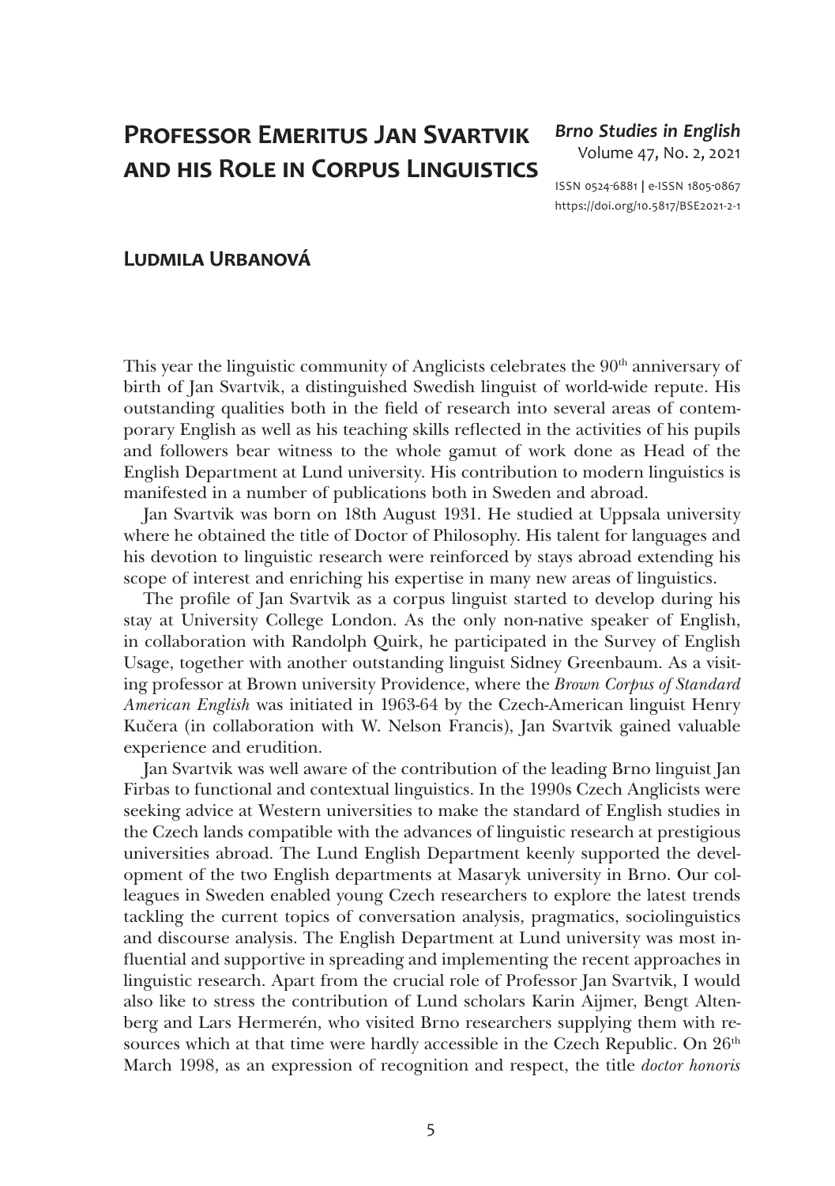# Professor Emeritus Jan Svartvik and his Role in Corpus Linguistics

## Ludmila Urbanová

This year the linguistic community of Anglicists celebrates the 90th anniversary of birth of Jan Svartvik, a distinguished Swedish linguist of world-wide repute. His outstanding qualities both in the field of research into several areas of contemporary English as well as his teaching skills reflected in the activities of his pupils and followers bear witness to the whole gamut of work done as Head of the English Department at Lund university. His contribution to modern linguistics is manifested in a number of publications both in Sweden and abroad.

Jan Svartvik was born on 18th August 1931. He studied at Uppsala university where he obtained the title of Doctor of Philosophy. His talent for languages and his devotion to linguistic research were reinforced by stays abroad extending his scope of interest and enriching his expertise in many new areas of linguistics.

The profile of Jan Svartvik as a corpus linguist started to develop during his stay at University College London. As the only non-native speaker of English, in collaboration with Randolph Quirk, he participated in the Survey of English Usage, together with another outstanding linguist Sidney Greenbaum. As a visiting professor at Brown university Providence, where the *Brown Corpus of Standard American English* was initiated in 1963-64 by the Czech-American linguist Henry Kučera (in collaboration with W. Nelson Francis), Jan Svartvik gained valuable experience and erudition.

Jan Svartvik was well aware of the contribution of the leading Brno linguist Jan Firbas to functional and contextual linguistics. In the 1990s Czech Anglicists were seeking advice at Western universities to make the standard of English studies in the Czech lands compatible with the advances of linguistic research at prestigious universities abroad. The Lund English Department keenly supported the development of the two English departments at Masaryk university in Brno. Our colleagues in Sweden enabled young Czech researchers to explore the latest trends tackling the current topics of conversation analysis, pragmatics, sociolinguistics and discourse analysis. The English Department at Lund university was most influential and supportive in spreading and implementing the recent approaches in linguistic research. Apart from the crucial role of Professor Jan Svartvik, I would also like to stress the contribution of Lund scholars Karin Aijmer, Bengt Altenberg and Lars Hermerén, who visited Brno researchers supplying them with resources which at that time were hardly accessible in the Czech Republic. On 26th March 1998, as an expression of recognition and respect, the title *doctor honoris*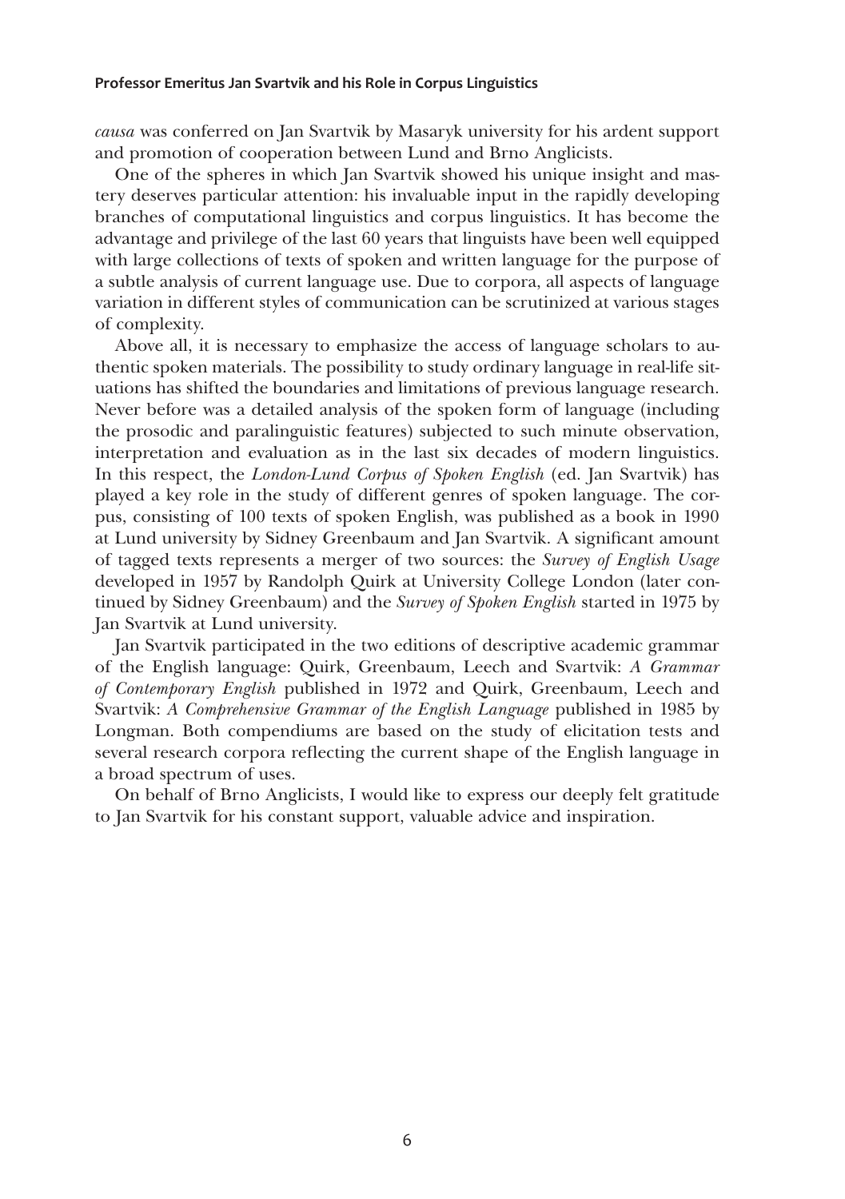*causa* was conferred on Jan Svartvik by Masaryk university for his ardent support and promotion of cooperation between Lund and Brno Anglicists.

One of the spheres in which Jan Svartvik showed his unique insight and mastery deserves particular attention: his invaluable input in the rapidly developing branches of computational linguistics and corpus linguistics. It has become the advantage and privilege of the last 60 years that linguists have been well equipped with large collections of texts of spoken and written language for the purpose of a subtle analysis of current language use. Due to corpora, all aspects of language variation in different styles of communication can be scrutinized at various stages of complexity.

Above all, it is necessary to emphasize the access of language scholars to authentic spoken materials. The possibility to study ordinary language in real-life situations has shifted the boundaries and limitations of previous language research. Never before was a detailed analysis of the spoken form of language (including the prosodic and paralinguistic features) subjected to such minute observation, interpretation and evaluation as in the last six decades of modern linguistics. In this respect, the *London-Lund Corpus of Spoken English* (ed. Jan Svartvik) has played a key role in the study of different genres of spoken language. The corpus, consisting of 100 texts of spoken English, was published as a book in 1990 at Lund university by Sidney Greenbaum and Jan Svartvik. A significant amount of tagged texts represents a merger of two sources: the *Survey of English Usage* developed in 1957 by Randolph Quirk at University College London (later continued by Sidney Greenbaum) and the *Survey of Spoken English* started in 1975 by Jan Svartvik at Lund university.

Jan Svartvik participated in the two editions of descriptive academic grammar of the English language: Quirk, Greenbaum, Leech and Svartvik: *A Grammar of Contemporary English* published in 1972 and Quirk, Greenbaum, Leech and Svartvik: *A Comprehensive Grammar of the English Language* published in 1985 by Longman. Both compendiums are based on the study of elicitation tests and several research corpora reflecting the current shape of the English language in a broad spectrum of uses.

On behalf of Brno Anglicists, I would like to express our deeply felt gratitude to Jan Svartvik for his constant support, valuable advice and inspiration.